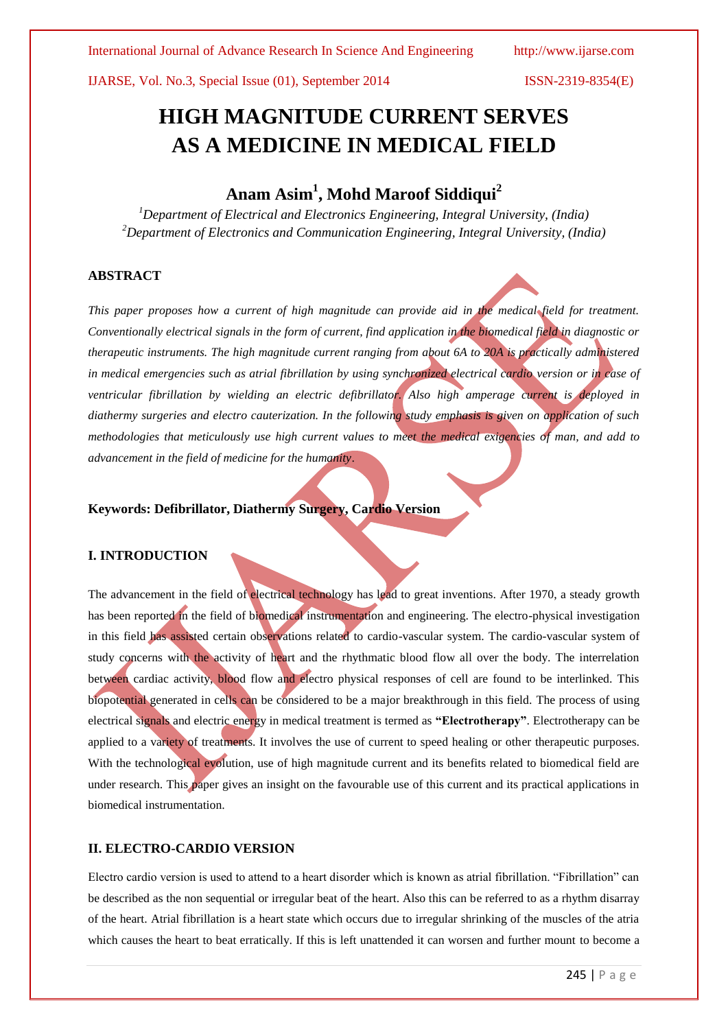# HIGH MAGNITUDE CURRENT SERVES AS A MEDICINE IN MEDICAL FIELD

## Anam Asim[1], Mohd Maroof Siddiqui[2]

*[1]Department of Electrical and Electronics Engineering, Integral University, (India)*
*[2]Department of Electronics and Communication Engineering, Integral University, (India)*

### ABSTRACT

*This paper proposes how a current of high magnitude can provide aid in the medical field for treatment. Conventionally electrical signals in the form of current, find application in the biomedical field in diagnostic or therapeutic instruments. The high magnitude current ranging from about 6A to 20A is practically administered in medical emergencies such as atrial fibrillation by using synchronized electrical cardio version or in case of ventricular fibrillation by wielding an electric defibrillator. Also high amperage current is deployed in diathermy surgeries and electro cauterization. In the following study emphasis is given on application of such methodologies that meticulously use high current values to meet the medical exigencies of man, and add to advancement in the field of medicine for the humanity.*

**Keywords: Defibrillator, Diathermy Surgery, Cardio Version**

### I. INTRODUCTION

The advancement in the field of electrical technology has lead to great inventions. After 1970, a steady growth has been reported in the field of biomedical instrumentation and engineering. The electro-physical investigation in this field has assisted certain observations related to cardio-vascular system. The cardio-vascular system of study concerns with the activity of heart and the rhythmatic blood flow all over the body. The interrelation between cardiac activity, blood flow and electro physical responses of cell are found to be interlinked. This biopotential generated in cells can be considered to be a major breakthrough in this field. The process of using electrical signals and electric energy in medical treatment is termed as **"Electrotherapy"**. Electrotherapy can be applied to a variety of treatments. It involves the use of current to speed healing or other therapeutic purposes. With the technological evolution, use of high magnitude current and its benefits related to biomedical field are under research. This paper gives an insight on the favourable use of this current and its practical applications in biomedical instrumentation.

### II. ELECTRO-CARDIO VERSION

Electro cardio version is used to attend to a heart disorder which is known as atrial fibrillation. "Fibrillation" can be described as the non sequential or irregular beat of the heart. Also this can be referred to as a rhythm disarray of the heart. Atrial fibrillation is a heart state which occurs due to irregular shrinking of the muscles of the atria which causes the heart to beat erratically. If this is left unattended it can worsen and further mount to become a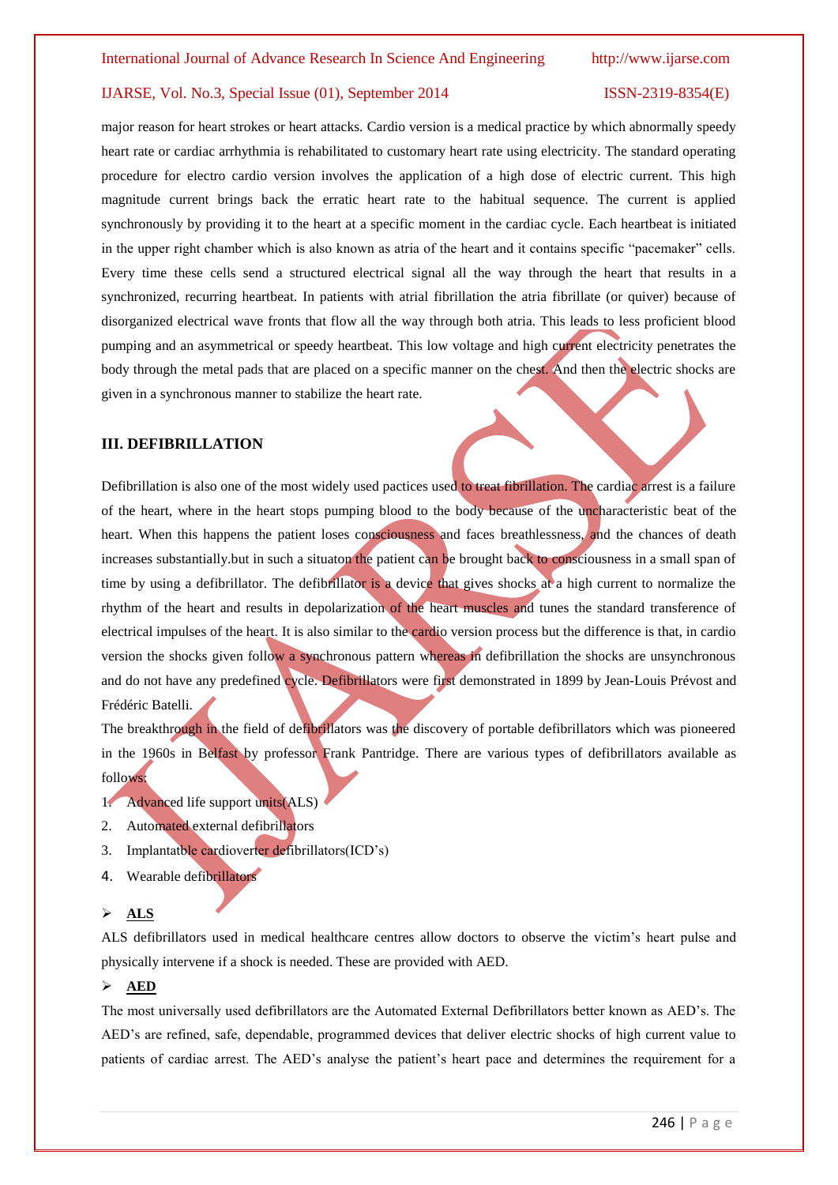major reason for heart strokes or heart attacks. Cardio version is a medical practice by which abnormally speedy heart rate or cardiac arrhythmia is rehabilitated to customary heart rate using electricity. The standard operating procedure for electro cardio version involves the application of a high dose of electric current. This high magnitude current brings back the erratic heart rate to the habitual sequence. The current is applied synchronously by providing it to the heart at a specific moment in the cardiac cycle. Each heartbeat is initiated in the upper right chamber which is also known as atria of the heart and it contains specific "pacemaker" cells. Every time these cells send a structured electrical signal all the way through the heart that results in a synchronized, recurring heartbeat. In patients with atrial fibrillation the atria fibrillate (or quiver) because of disorganized electrical wave fronts that flow all the way through both atria. This leads to less proficient blood pumping and an asymmetrical or speedy heartbeat. This low voltage and high current electricity penetrates the body through the metal pads that are placed on a specific manner on the chest. And then the electric shocks are given in a synchronous manner to stabilize the heart rate.

## III. DEFIBRILLATION

Defibrillation is also one of the most widely used pactices used to treat fibrillation. The cardiac arrest is a failure of the heart, where in the heart stops pumping blood to the body because of the uncharacteristic beat of the heart. When this happens the patient loses consciousness and faces breathlessness, and the chances of death increases substantially.but in such a situaton the patient can be brought back to consciousness in a small span of time by using a defibrillator. The defibrillator is a device that gives shocks at a high current to normalize the rhythm of the heart and results in depolarization of the heart muscles and tunes the standard transference of electrical impulses of the heart. It is also similar to the cardio version process but the difference is that, in cardio version the shocks given follow a synchronous pattern whereas in defibrillation the shocks are unsynchronous and do not have any predefined cycle. Defibrillators were first demonstrated in 1899 by Jean-Louis Prévost and Frédéric Batelli.

The breakthrough in the field of defibrillators was the discovery of portable defibrillators which was pioneered in the 1960s in Belfast by professor Frank Pantridge. There are various types of defibrillators available as follows:

1. Advanced life support units(ALS)
2. Automated external defibrillators
3. Implantatble cardioverter defibrillators(ICD's)
4. Wearable defibrillators

- **ALS**

ALS defibrillators used in medical healthcare centres allow doctors to observe the victim's heart pulse and physically intervene if a shock is needed. These are provided with AED.

- **AED**

The most universally used defibrillators are the Automated External Defibrillators better known as AED's. The AED's are refined, safe, dependable, programmed devices that deliver electric shocks of high current value to patients of cardiac arrest. The AED's analyse the patient's heart pace and determines the requirement for a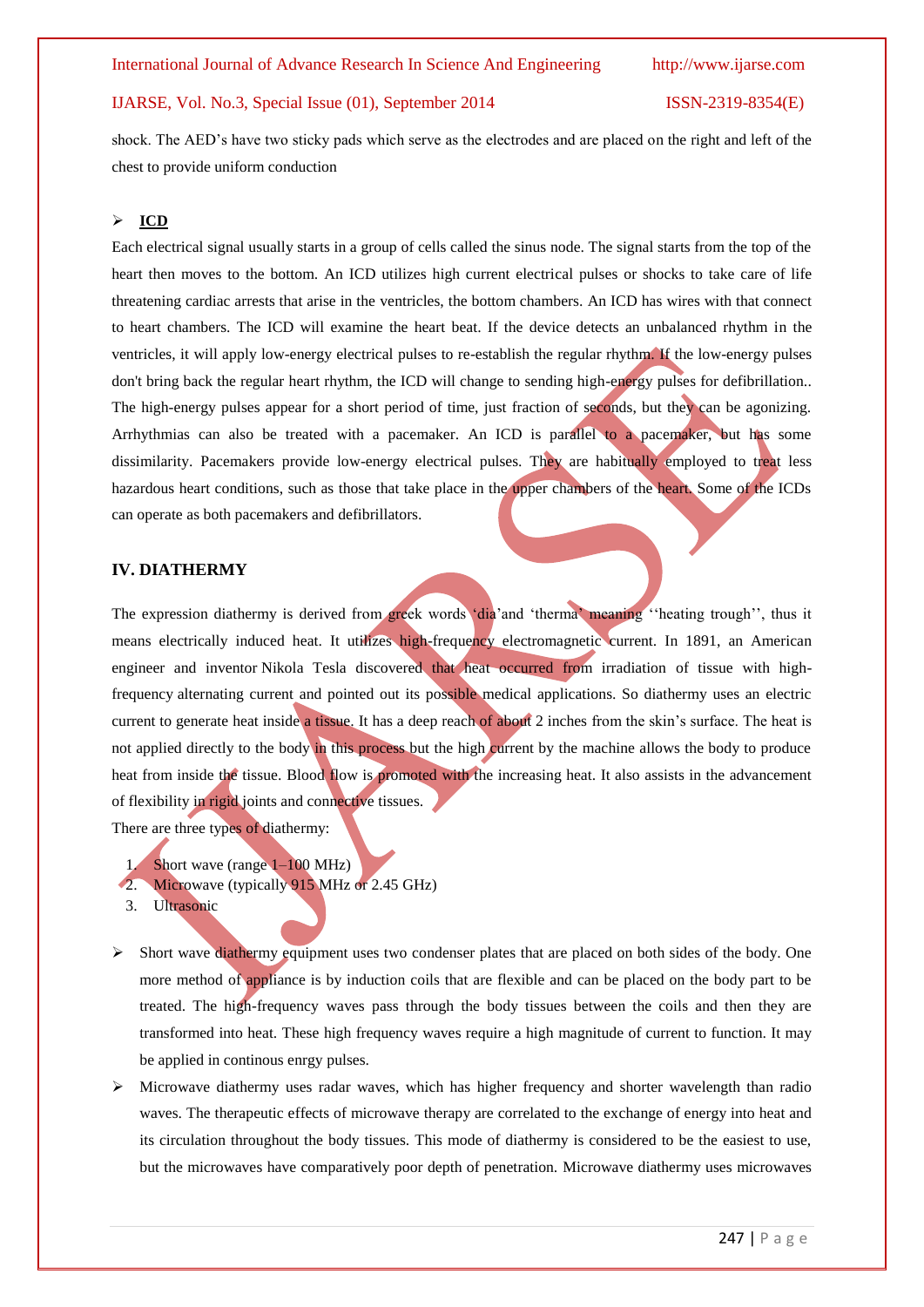shock. The AED's have two sticky pads which serve as the electrodes and are placed on the right and left of the chest to provide uniform conduction

- **ICD**

Each electrical signal usually starts in a group of cells called the sinus node. The signal starts from the top of the heart then moves to the bottom. An ICD utilizes high current electrical pulses or shocks to take care of life threatening cardiac arrests that arise in the ventricles, the bottom chambers. An ICD has wires with that connect to heart chambers. The ICD will examine the heart beat. If the device detects an unbalanced rhythm in the ventricles, it will apply low-energy electrical pulses to re-establish the regular rhythm. If the low-energy pulses don't bring back the regular heart rhythm, the ICD will change to sending high-energy pulses for defibrillation.. The high-energy pulses appear for a short period of time, just fraction of seconds, but they can be agonizing. Arrhythmias can also be treated with a pacemaker. An ICD is parallel to a pacemaker, but has some dissimilarity. Pacemakers provide low-energy electrical pulses. They are habitually employed to treat less hazardous heart conditions, such as those that take place in the upper chambers of the heart. Some of the ICDs can operate as both pacemakers and defibrillators.

## IV. DIATHERMY

The expression diathermy is derived from greek words 'dia'and 'therma' meaning ''heating trough'', thus it means electrically induced heat. It utilizes high-frequency electromagnetic current. In 1891, an American engineer and inventor Nikola Tesla discovered that heat occurred from irradiation of tissue with high-frequency alternating current and pointed out its possible medical applications. So diathermy uses an electric current to generate heat inside a tissue. It has a deep reach of about 2 inches from the skin's surface. The heat is not applied directly to the body in this process but the high current by the machine allows the body to produce heat from inside the tissue. Blood flow is promoted with the increasing heat. It also assists in the advancement of flexibility in rigid joints and connective tissues.

There are three types of diathermy:

1. Short wave (range 1–100 MHz)
2. Microwave (typically 915 MHz or 2.45 GHz)
3. Ultrasonic

- Short wave diathermy equipment uses two condenser plates that are placed on both sides of the body. One more method of appliance is by induction coils that are flexible and can be placed on the body part to be treated. The high-frequency waves pass through the body tissues between the coils and then they are transformed into heat. These high frequency waves require a high magnitude of current to function. It may be applied in continous enrgy pulses.
- Microwave diathermy uses radar waves, which has higher frequency and shorter wavelength than radio waves. The therapeutic effects of microwave therapy are correlated to the exchange of energy into heat and its circulation throughout the body tissues. This mode of diathermy is considered to be the easiest to use, but the microwaves have comparatively poor depth of penetration. Microwave diathermy uses microwaves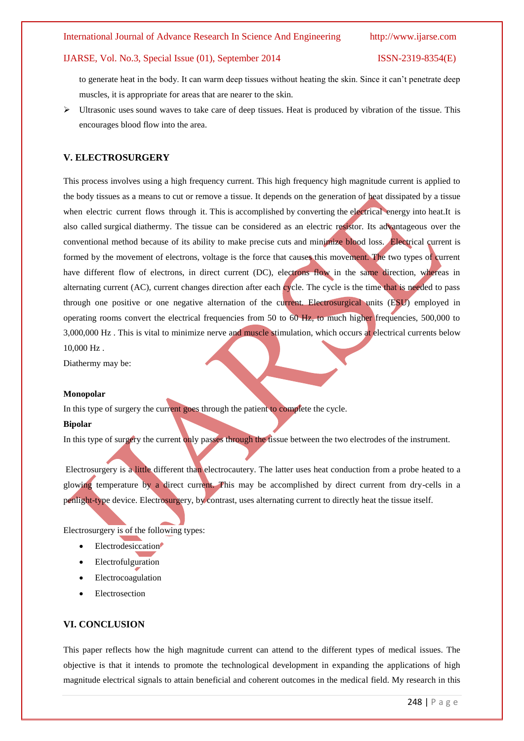to generate heat in the body. It can warm deep tissues without heating the skin. Since it can't penetrate deep muscles, it is appropriate for areas that are nearer to the skin.

- Ultrasonic uses sound waves to take care of deep tissues. Heat is produced by vibration of the tissue. This encourages blood flow into the area.

## V. ELECTROSURGERY

This process involves using a high frequency current. This high frequency high magnitude current is applied to the body tissues as a means to cut or remove a tissue. It depends on the generation of heat dissipated by a tissue when electric current flows through it. This is accomplished by converting the electrical energy into heat.It is also called surgical diathermy. The tissue can be considered as an electric resistor. Its advantageous over the conventional method because of its ability to make precise cuts and minimize blood loss. Electrical current is formed by the movement of electrons, voltage is the force that causes this movement. The two types of current have different flow of electrons, in direct current (DC), electrons flow in the same direction, whereas in alternating current (AC), current changes direction after each cycle. The cycle is the time that is needed to pass through one positive or one negative alternation of the current. Electrosurgical units (ESU) employed in operating rooms convert the electrical frequencies from 50 to 60 Hz, to much higher frequencies, 500,000 to 3,000,000 Hz . This is vital to minimize nerve and muscle stimulation, which occurs at electrical currents below 10,000 Hz .

Diathermy may be:

**Monopolar**

In this type of surgery the current goes through the patient to complete the cycle.

**Bipolar**

In this type of surgery the current only passes through the tissue between the two electrodes of the instrument.

Electrosurgery is a little different than electrocautery. The latter uses heat conduction from a probe heated to a glowing temperature by a direct current. This may be accomplished by direct current from dry-cells in a penlight-type device. Electrosurgery, by contrast, uses alternating current to directly heat the tissue itself.

Electrosurgery is of the following types:

- Electrodesiccation
- Electrofulguration
- Electrocoagulation
- Electrosection

## VI. CONCLUSION

This paper reflects how the high magnitude current can attend to the different types of medical issues. The objective is that it intends to promote the technological development in expanding the applications of high magnitude electrical signals to attain beneficial and coherent outcomes in the medical field. My research in this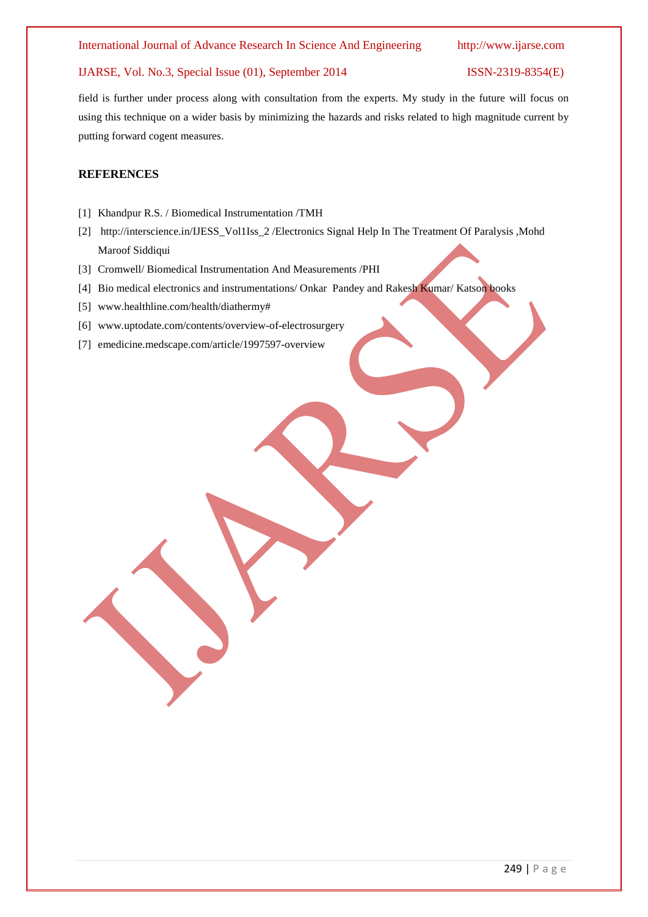field is further under process along with consultation from the experts. My study in the future will focus on using this technique on a wider basis by minimizing the hazards and risks related to high magnitude current by putting forward cogent measures.

## REFERENCES

[1] Khandpur R.S. / Biomedical Instrumentation /TMH

[2] http://interscience.in/IJESS_Vol1Iss_2 /Electronics Signal Help In The Treatment Of Paralysis ,Mohd Maroof Siddiqui

[3] Cromwell/ Biomedical Instrumentation And Measurements /PHI

[4] Bio medical electronics and instrumentations/ Onkar Pandey and Rakesh Kumar/ Katson books

[5] www.healthline.com/health/diathermy#

[6] www.uptodate.com/contents/overview-of-electrosurgery

[7] emedicine.medscape.com/article/1997597-overview